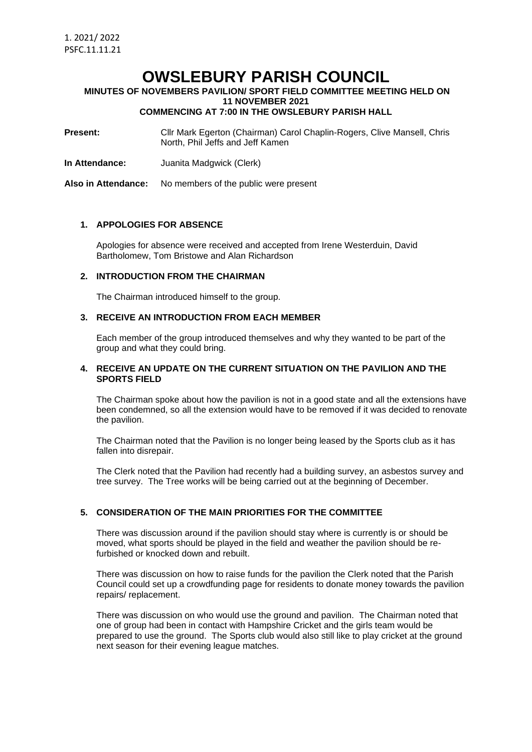1. 2021/ 2022
PSFC.11.11.21

# OWSLEBURY PARISH COUNCIL

**MINUTES OF NOVEMBERS PAVILION/ SPORT FIELD COMMITTEE MEETING HELD ON 11 NOVEMBER 2021**
**COMMENCING AT 7:00 IN THE OWSLEBURY PARISH HALL**

**Present:** Cllr Mark Egerton (Chairman) Carol Chaplin-Rogers, Clive Mansell, Chris North, Phil Jeffs and Jeff Kamen

**In Attendance:** Juanita Madgwick (Clerk)

**Also in Attendance:** No members of the public were present

**1. APPOLOGIES FOR ABSENCE**

Apologies for absence were received and accepted from Irene Westerduin, David Bartholomew, Tom Bristowe and Alan Richardson

**2. INTRODUCTION FROM THE CHAIRMAN**

The Chairman introduced himself to the group.

**3. RECEIVE AN INTRODUCTION FROM EACH MEMBER**

Each member of the group introduced themselves and why they wanted to be part of the group and what they could bring.

**4. RECEIVE AN UPDATE ON THE CURRENT SITUATION ON THE PAVILION AND THE SPORTS FIELD**

The Chairman spoke about how the pavilion is not in a good state and all the extensions have been condemned, so all the extension would have to be removed if it was decided to renovate the pavilion.

The Chairman noted that the Pavilion is no longer being leased by the Sports club as it has fallen into disrepair.

The Clerk noted that the Pavilion had recently had a building survey, an asbestos survey and tree survey. The Tree works will be being carried out at the beginning of December.

**5. CONSIDERATION OF THE MAIN PRIORITIES FOR THE COMMITTEE**

There was discussion around if the pavilion should stay where is currently is or should be moved, what sports should be played in the field and weather the pavilion should be re-furbished or knocked down and rebuilt.

There was discussion on how to raise funds for the pavilion the Clerk noted that the Parish Council could set up a crowdfunding page for residents to donate money towards the pavilion repairs/ replacement.

There was discussion on who would use the ground and pavilion. The Chairman noted that one of group had been in contact with Hampshire Cricket and the girls team would be prepared to use the ground. The Sports club would also still like to play cricket at the ground next season for their evening league matches.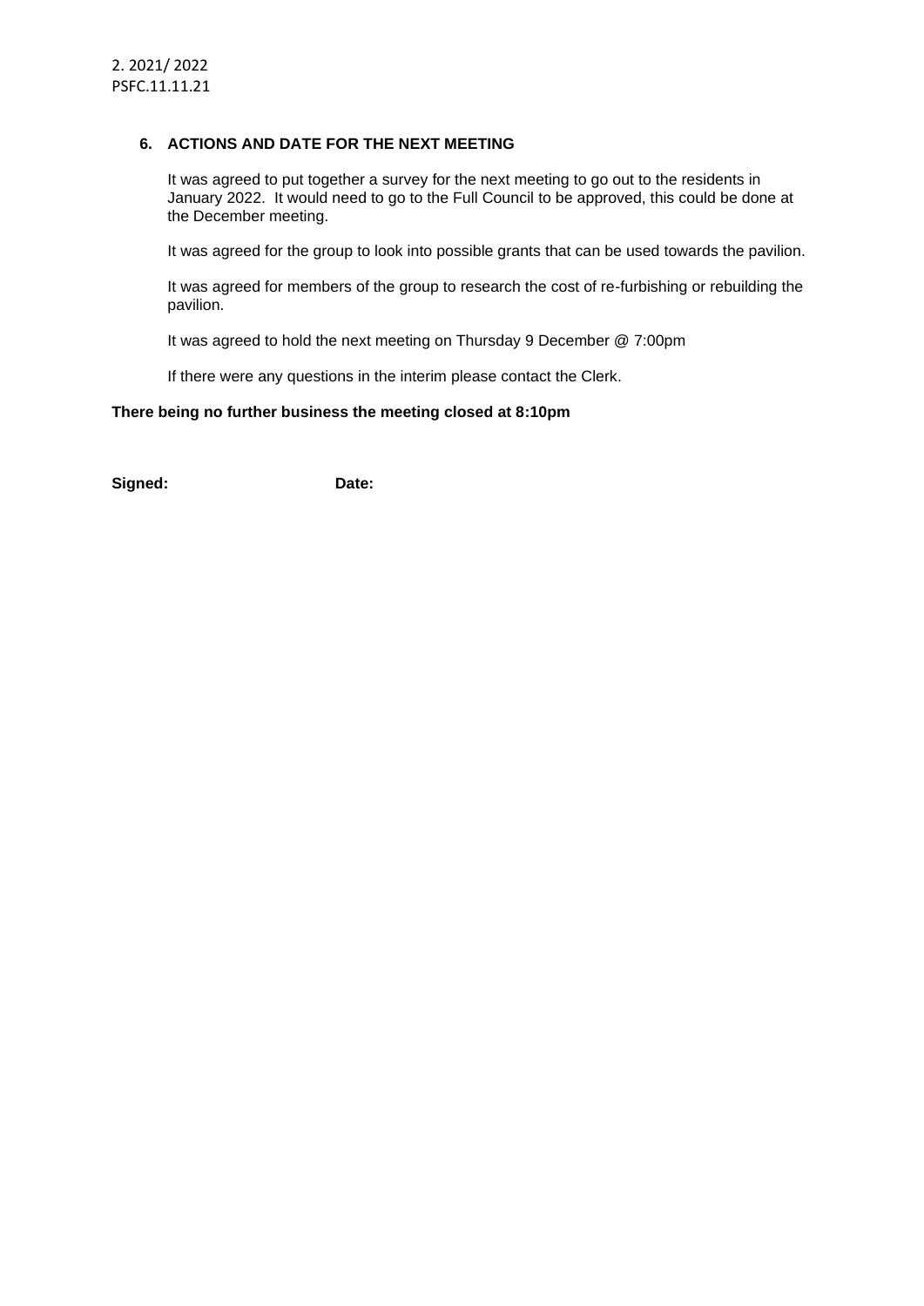### 6. ACTIONS AND DATE FOR THE NEXT MEETING

It was agreed to put together a survey for the next meeting to go out to the residents in January 2022. It would need to go to the Full Council to be approved, this could be done at the December meeting.

It was agreed for the group to look into possible grants that can be used towards the pavilion.

It was agreed for members of the group to research the cost of re-furbishing or rebuilding the pavilion.

It was agreed to hold the next meeting on Thursday 9 December @ 7:00pm

If there were any questions in the interim please contact the Clerk.

**There being no further business the meeting closed at 8:10pm**

**Signed:** **Date:**